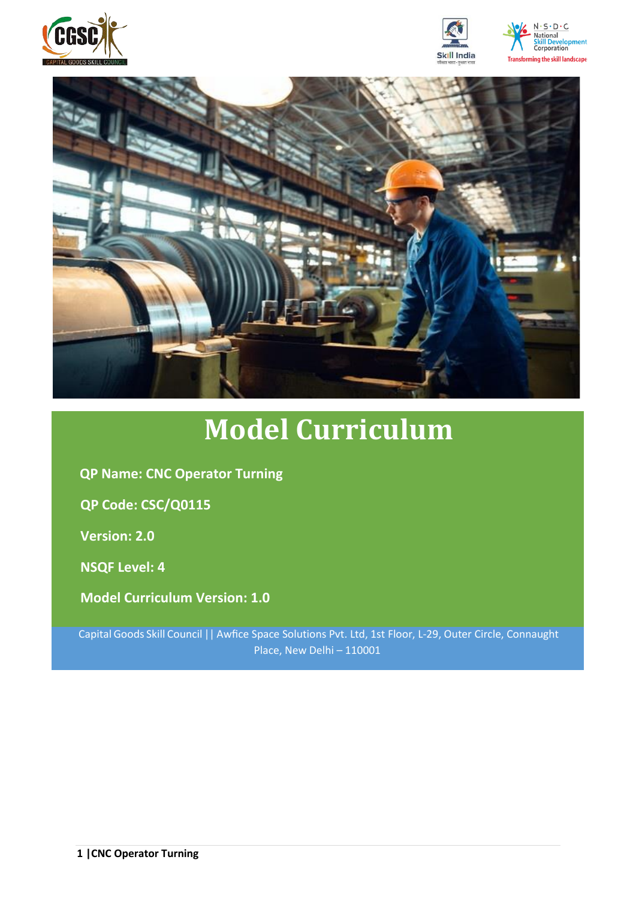# Model Curriculum

**QP Name: CNC Operator Turning**

**QP Code: CSC/Q0115**

**Version: 2.0**

**NSQF Level: 4**

**Model Curriculum Version: 1.0**

Capital Goods Skill Council || Awfice Space Solutions Pvt. Ltd, 1st Floor, L-29, Outer Circle, Connaught Place, New Delhi – 110001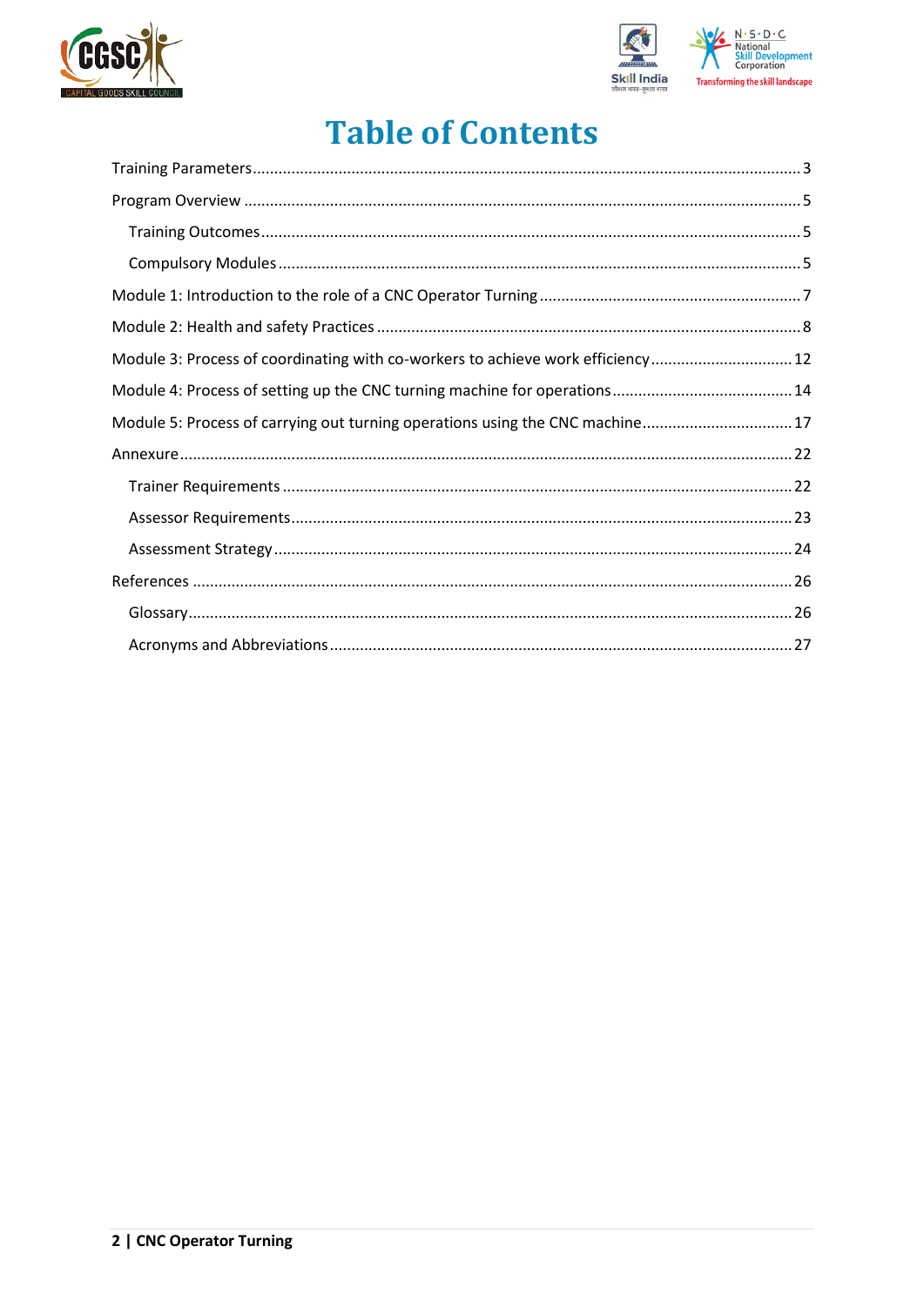# Table of Contents

Training Parameters ........ 3

Program Overview ........ 5

- Training Outcomes ........ 5
- Compulsory Modules ........ 5

Module 1: Introduction to the role of a CNC Operator Turning ........ 7

Module 2: Health and safety Practices ........ 8

Module 3: Process of coordinating with co-workers to achieve work efficiency ........ 12

Module 4: Process of setting up the CNC turning machine for operations ........ 14

Module 5: Process of carrying out turning operations using the CNC machine ........ 17

Annexure ........ 22

- Trainer Requirements ........ 22
- Assessor Requirements ........ 23
- Assessment Strategy ........ 24

References ........ 26

- Glossary ........ 26
- Acronyms and Abbreviations ........ 27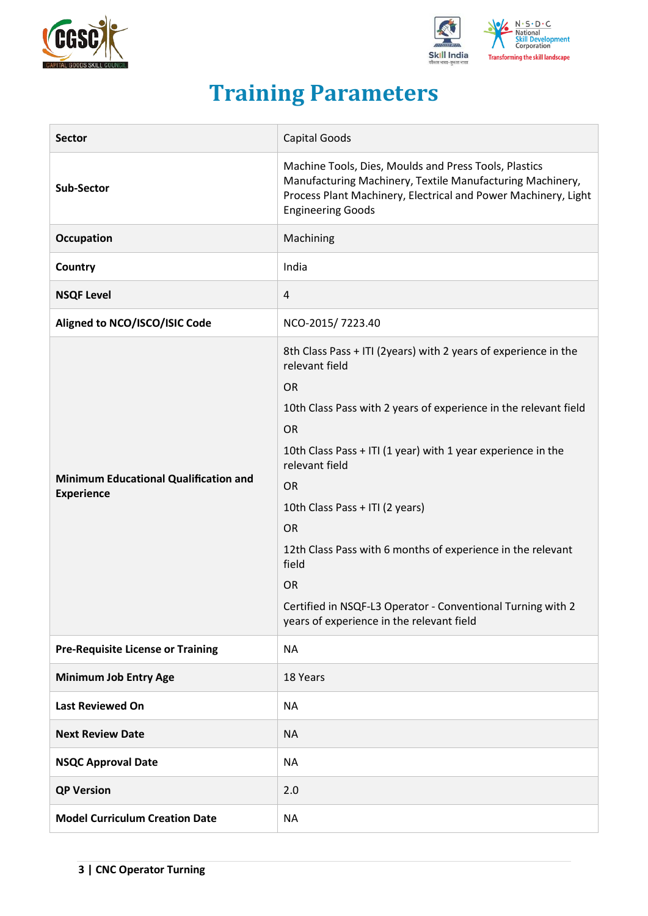# Training Parameters

| Sector | Capital Goods |
|---|---|
| Sub-Sector | Machine Tools, Dies, Moulds and Press Tools, Plastics Manufacturing Machinery, Textile Manufacturing Machinery, Process Plant Machinery, Electrical and Power Machinery, Light Engineering Goods |
| Occupation | Machining |
| Country | India |
| NSQF Level | 4 |
| Aligned to NCO/ISCO/ISIC Code | NCO-2015/ 7223.40 |
| Minimum Educational Qualification and Experience | 8th Class Pass + ITI (2years) with 2 years of experience in the relevant field<br>OR<br>10th Class Pass with 2 years of experience in the relevant field<br>OR<br>10th Class Pass + ITI (1 year) with 1 year experience in the relevant field<br>OR<br>10th Class Pass + ITI (2 years)<br>OR<br>12th Class Pass with 6 months of experience in the relevant field<br>OR<br>Certified in NSQF-L3 Operator - Conventional Turning with 2 years of experience in the relevant field |
| Pre-Requisite License or Training | NA |
| Minimum Job Entry Age | 18 Years |
| Last Reviewed On | NA |
| Next Review Date | NA |
| NSQC Approval Date | NA |
| QP Version | 2.0 |
| Model Curriculum Creation Date | NA |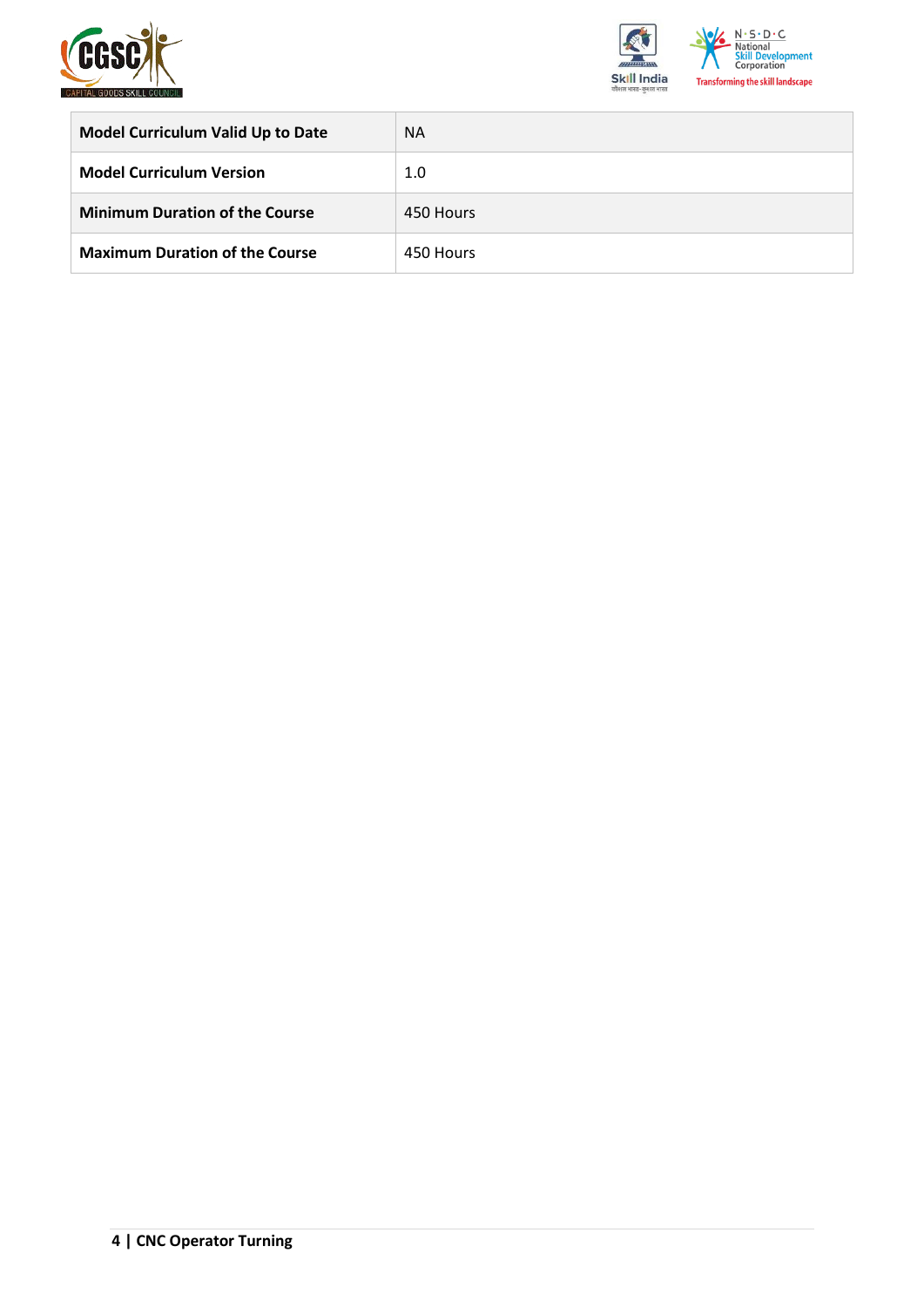| Model Curriculum Valid Up to Date | NA |
| --- | --- |
| Model Curriculum Version | 1.0 |
| Minimum Duration of the Course | 450 Hours |
| Maximum Duration of the Course | 450 Hours |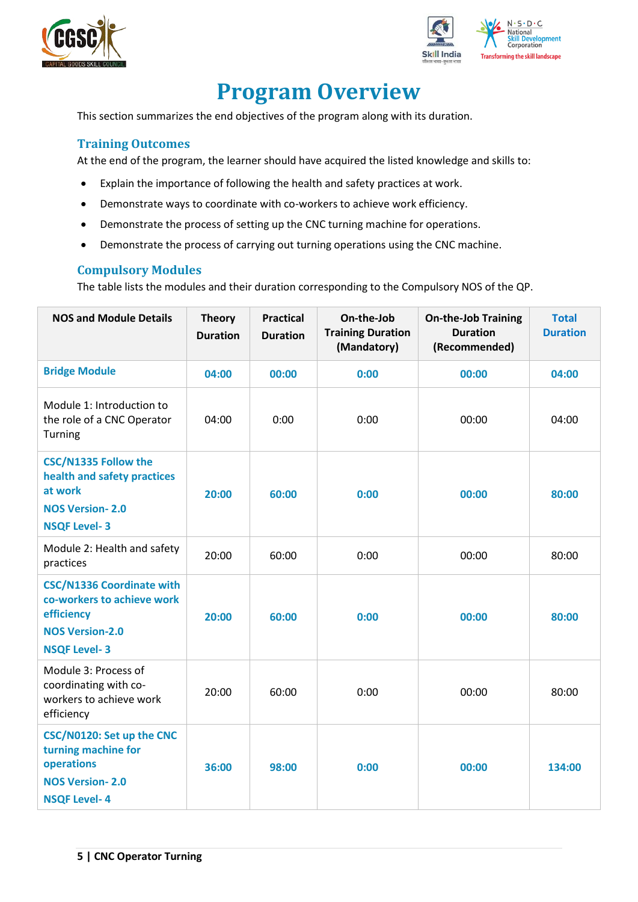# Program Overview

This section summarizes the end objectives of the program along with its duration.

## Training Outcomes

At the end of the program, the learner should have acquired the listed knowledge and skills to:

- Explain the importance of following the health and safety practices at work.
- Demonstrate ways to coordinate with co-workers to achieve work efficiency.
- Demonstrate the process of setting up the CNC turning machine for operations.
- Demonstrate the process of carrying out turning operations using the CNC machine.

## Compulsory Modules

The table lists the modules and their duration corresponding to the Compulsory NOS of the QP.

| NOS and Module Details | Theory Duration | Practical Duration | On-the-Job Training Duration (Mandatory) | On-the-Job Training Duration (Recommended) | Total Duration |
|---|---|---|---|---|---|
| **Bridge Module** | **04:00** | **00:00** | **0:00** | **00:00** | **04:00** |
| Module 1: Introduction to the role of a CNC Operator Turning | 04:00 | 0:00 | 0:00 | 00:00 | 04:00 |
| **CSC/N1335 Follow the health and safety practices at work**<br>**NOS Version- 2.0**<br>**NSQF Level- 3** | **20:00** | **60:00** | **0:00** | **00:00** | **80:00** |
| Module 2: Health and safety practices | 20:00 | 60:00 | 0:00 | 00:00 | 80:00 |
| **CSC/N1336 Coordinate with co-workers to achieve work efficiency**<br>**NOS Version-2.0**<br>**NSQF Level- 3** | **20:00** | **60:00** | **0:00** | **00:00** | **80:00** |
| Module 3: Process of coordinating with co-workers to achieve work efficiency | 20:00 | 60:00 | 0:00 | 00:00 | 80:00 |
| **CSC/N0120: Set up the CNC turning machine for operations**<br>**NOS Version- 2.0**<br>**NSQF Level- 4** | **36:00** | **98:00** | **0:00** | **00:00** | **134:00** |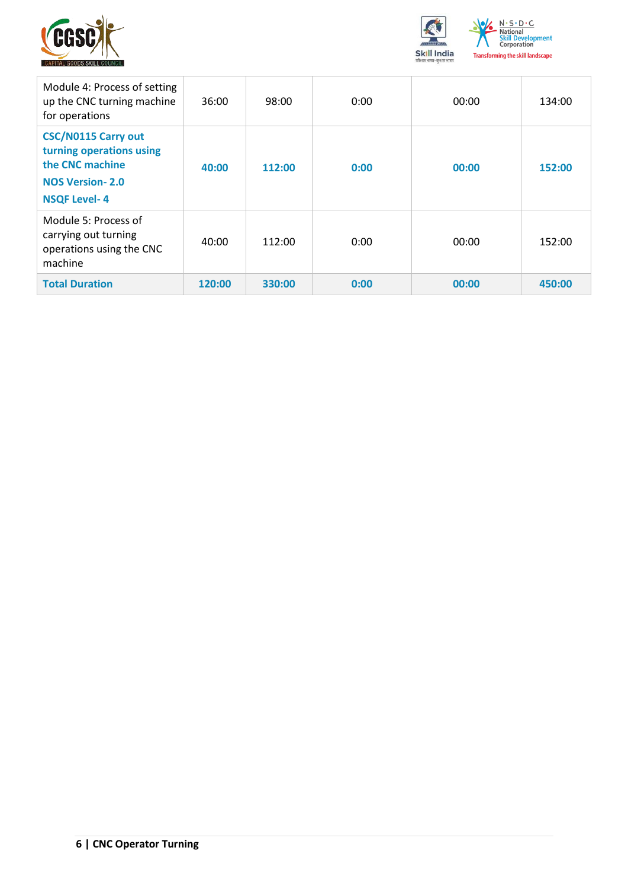| | | | | | |
|---|---|---|---|---|---|
| Module 4: Process of setting up the CNC turning machine for operations | 36:00 | 98:00 | 0:00 | 00:00 | 134:00 |
| **CSC/N0115 Carry out turning operations using the CNC machine**<br>**NOS Version- 2.0**<br>**NSQF Level- 4** | **40:00** | **112:00** | **0:00** | **00:00** | **152:00** |
| Module 5: Process of carrying out turning operations using the CNC machine | 40:00 | 112:00 | 0:00 | 00:00 | 152:00 |
| **Total Duration** | **120:00** | **330:00** | **0:00** | **00:00** | **450:00** |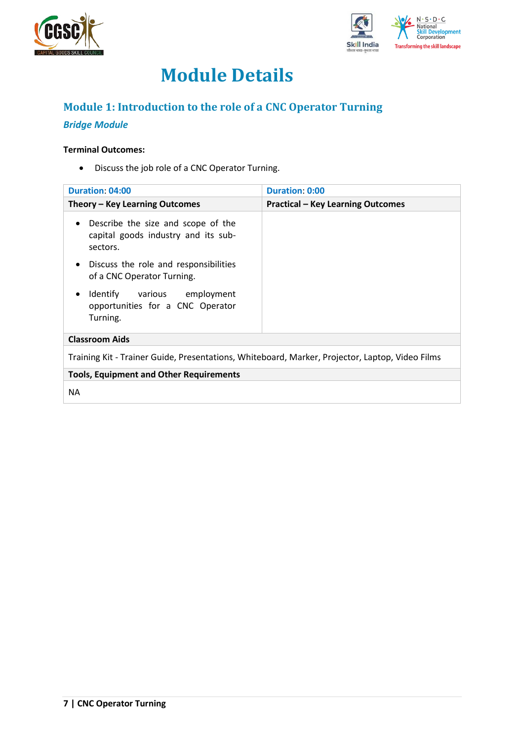# Module Details

## Module 1: Introduction to the role of a CNC Operator Turning

***Bridge Module***

**Terminal Outcomes:**

- Discuss the job role of a CNC Operator Turning.

| Duration: 04:00 | Duration: 0:00 |
|---|---|
| **Theory – Key Learning Outcomes** | **Practical – Key Learning Outcomes** |
| • Describe the size and scope of the capital goods industry and its sub-sectors.<br>• Discuss the role and responsibilities of a CNC Operator Turning.<br>• Identify various employment opportunities for a CNC Operator Turning. | |
| **Classroom Aids** | |
| Training Kit - Trainer Guide, Presentations, Whiteboard, Marker, Projector, Laptop, Video Films | |
| **Tools, Equipment and Other Requirements** | |
| NA | |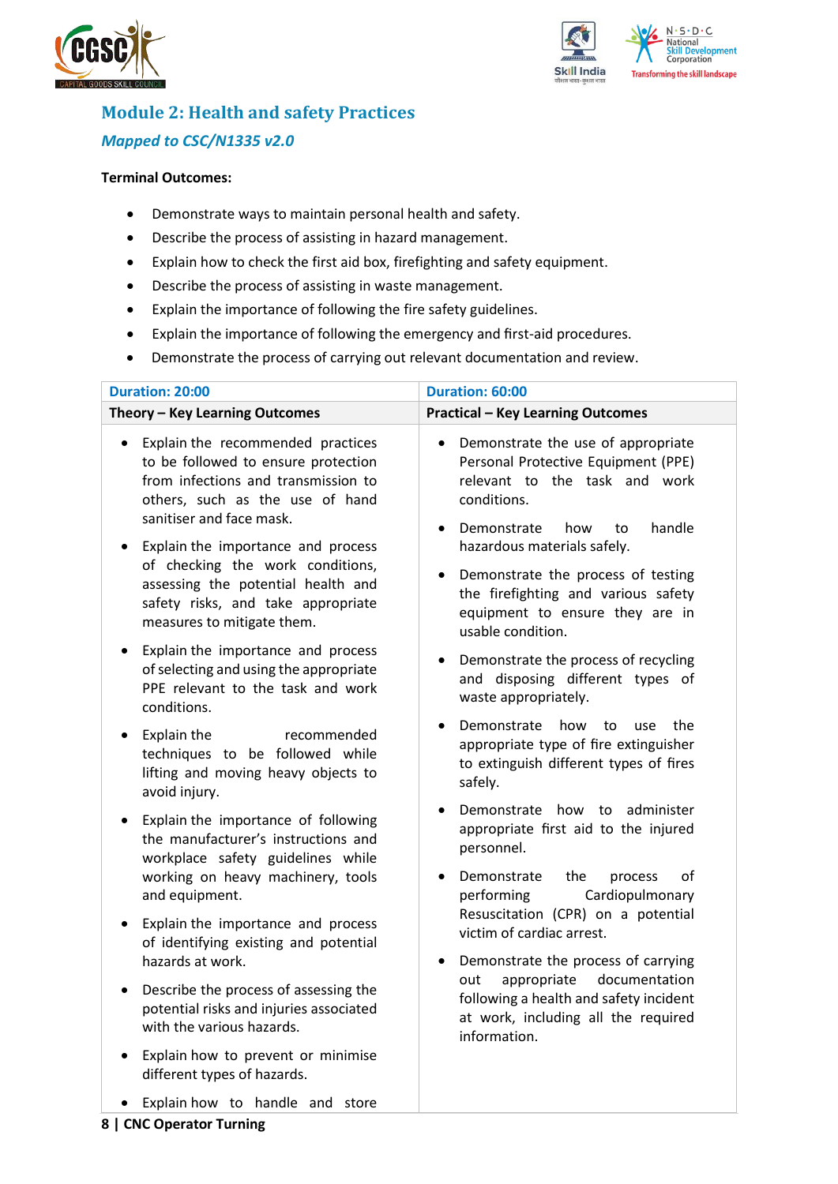## Module 2: Health and safety Practices

*Mapped to CSC/N1335 v2.0*

**Terminal Outcomes:**

- Demonstrate ways to maintain personal health and safety.
- Describe the process of assisting in hazard management.
- Explain how to check the first aid box, firefighting and safety equipment.
- Describe the process of assisting in waste management.
- Explain the importance of following the fire safety guidelines.
- Explain the importance of following the emergency and first-aid procedures.
- Demonstrate the process of carrying out relevant documentation and review.

| Duration: 20:00 | Duration: 60:00 |
|---|---|
| **Theory – Key Learning Outcomes** | **Practical – Key Learning Outcomes** |
| • Explain the recommended practices to be followed to ensure protection from infections and transmission to others, such as the use of hand sanitiser and face mask.<br>• Explain the importance and process of checking the work conditions, assessing the potential health and safety risks, and take appropriate measures to mitigate them.<br>• Explain the importance and process of selecting and using the appropriate PPE relevant to the task and work conditions.<br>• Explain the recommended techniques to be followed while lifting and moving heavy objects to avoid injury.<br>• Explain the importance of following the manufacturer's instructions and workplace safety guidelines while working on heavy machinery, tools and equipment.<br>• Explain the importance and process of identifying existing and potential hazards at work.<br>• Describe the process of assessing the potential risks and injuries associated with the various hazards.<br>• Explain how to prevent or minimise different types of hazards.<br>• Explain how to handle and store | • Demonstrate the use of appropriate Personal Protective Equipment (PPE) relevant to the task and work conditions.<br>• Demonstrate how to handle hazardous materials safely.<br>• Demonstrate the process of testing the firefighting and various safety equipment to ensure they are in usable condition.<br>• Demonstrate the process of recycling and disposing different types of waste appropriately.<br>• Demonstrate how to use the appropriate type of fire extinguisher to extinguish different types of fires safely.<br>• Demonstrate how to administer appropriate first aid to the injured personnel.<br>• Demonstrate the process of performing Cardiopulmonary Resuscitation (CPR) on a potential victim of cardiac arrest.<br>• Demonstrate the process of carrying out appropriate documentation following a health and safety incident at work, including all the required information. |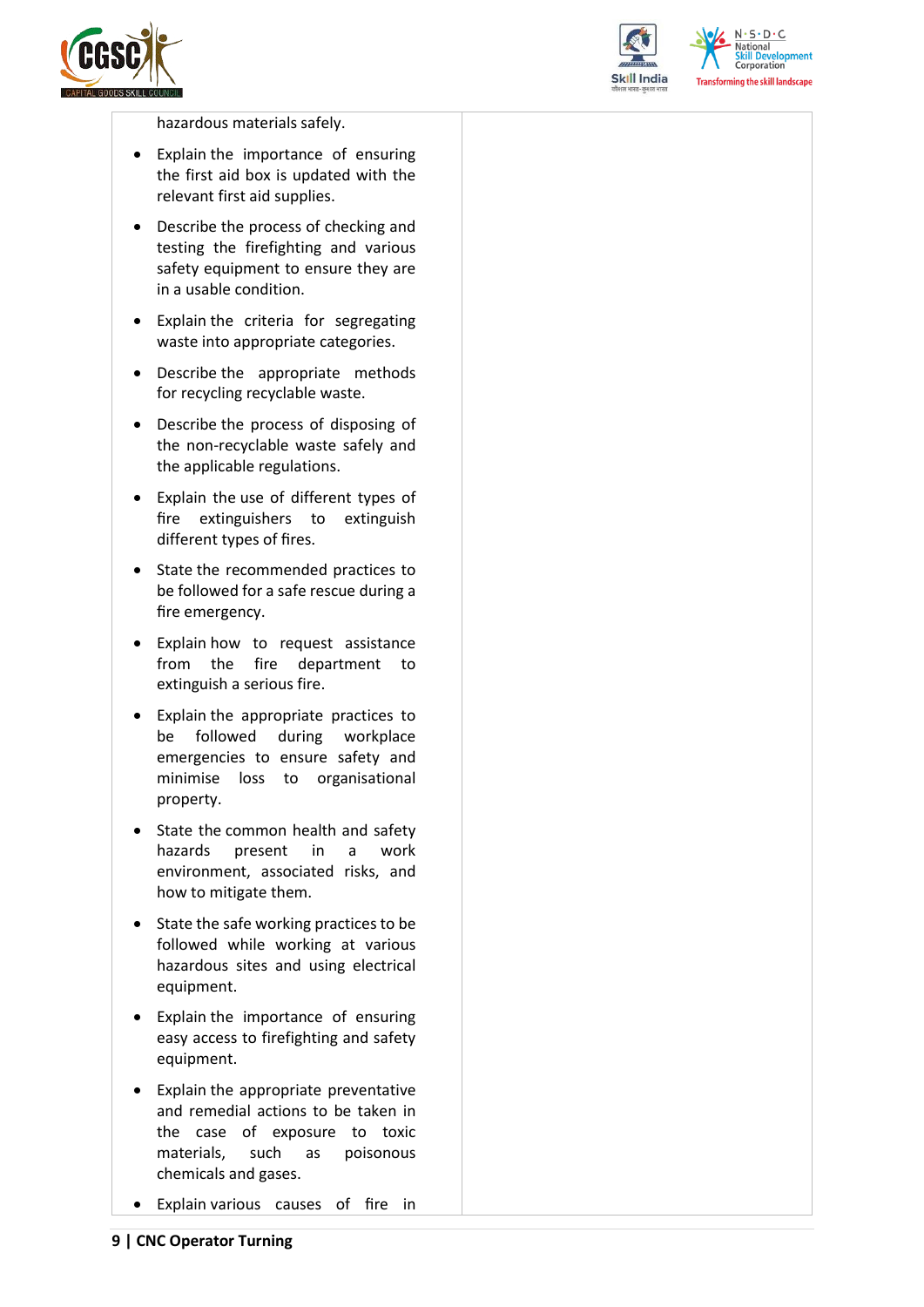| | |
|---|---|
| hazardous materials safely.<br>• Explain the importance of ensuring the first aid box is updated with the relevant first aid supplies.<br>• Describe the process of checking and testing the firefighting and various safety equipment to ensure they are in a usable condition.<br>• Explain the criteria for segregating waste into appropriate categories.<br>• Describe the appropriate methods for recycling recyclable waste.<br>• Describe the process of disposing of the non-recyclable waste safely and the applicable regulations.<br>• Explain the use of different types of fire extinguishers to extinguish different types of fires.<br>• State the recommended practices to be followed for a safe rescue during a fire emergency.<br>• Explain how to request assistance from the fire department to extinguish a serious fire.<br>• Explain the appropriate practices to be followed during workplace emergencies to ensure safety and minimise loss to organisational property.<br>• State the common health and safety hazards present in a work environment, associated risks, and how to mitigate them.<br>• State the safe working practices to be followed while working at various hazardous sites and using electrical equipment.<br>• Explain the importance of ensuring easy access to firefighting and safety equipment.<br>• Explain the appropriate preventative and remedial actions to be taken in the case of exposure to toxic materials, such as poisonous chemicals and gases.<br>• Explain various causes of fire in | |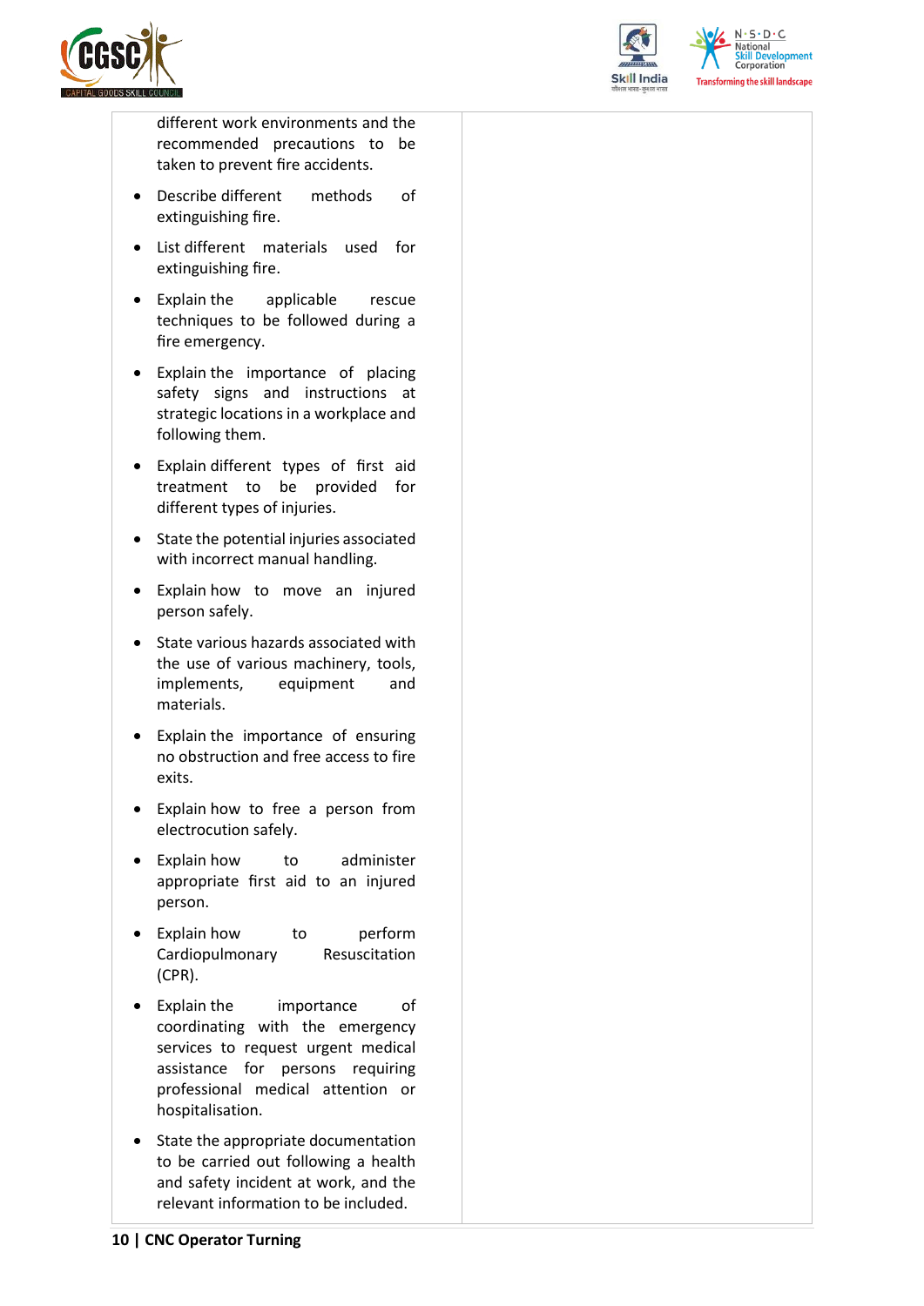| | |
|---|---|
| different work environments and the recommended precautions to be taken to prevent fire accidents.<br>• Describe different methods of extinguishing fire.<br>• List different materials used for extinguishing fire.<br>• Explain the applicable rescue techniques to be followed during a fire emergency.<br>• Explain the importance of placing safety signs and instructions at strategic locations in a workplace and following them.<br>• Explain different types of first aid treatment to be provided for different types of injuries.<br>• State the potential injuries associated with incorrect manual handling.<br>• Explain how to move an injured person safely.<br>• State various hazards associated with the use of various machinery, tools, implements, equipment and materials.<br>• Explain the importance of ensuring no obstruction and free access to fire exits.<br>• Explain how to free a person from electrocution safely.<br>• Explain how to administer appropriate first aid to an injured person.<br>• Explain how to perform Cardiopulmonary Resuscitation (CPR).<br>• Explain the importance of coordinating with the emergency services to request urgent medical assistance for persons requiring professional medical attention or hospitalisation.<br>• State the appropriate documentation to be carried out following a health and safety incident at work, and the relevant information to be included. | |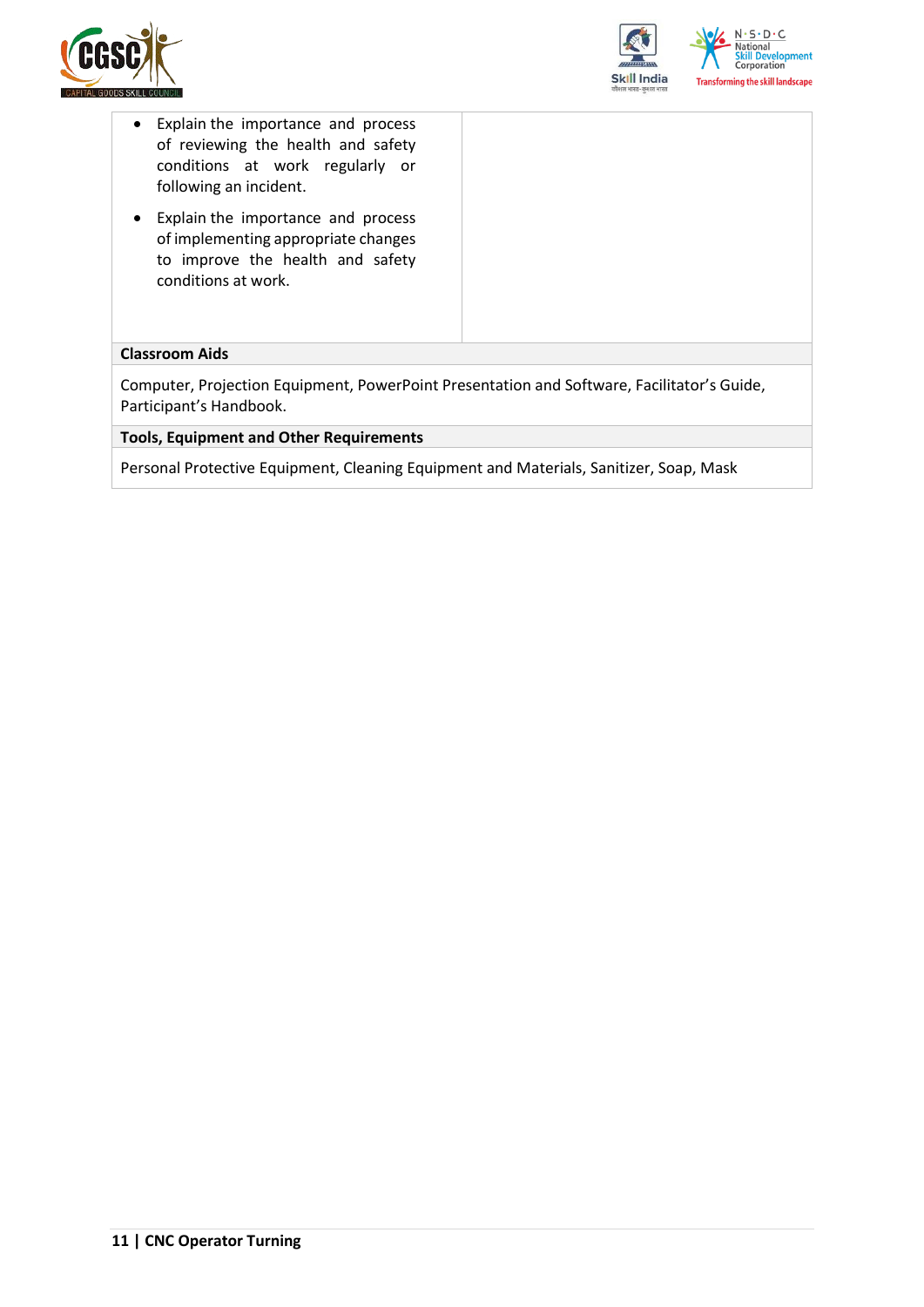| | |
|---|---|
| • Explain the importance and process of reviewing the health and safety conditions at work regularly or following an incident.<br>• Explain the importance and process of implementing appropriate changes to improve the health and safety conditions at work. | |

| **Classroom Aids** |
|---|
| Computer, Projection Equipment, PowerPoint Presentation and Software, Facilitator's Guide, Participant's Handbook. |
| **Tools, Equipment and Other Requirements** |
| Personal Protective Equipment, Cleaning Equipment and Materials, Sanitizer, Soap, Mask |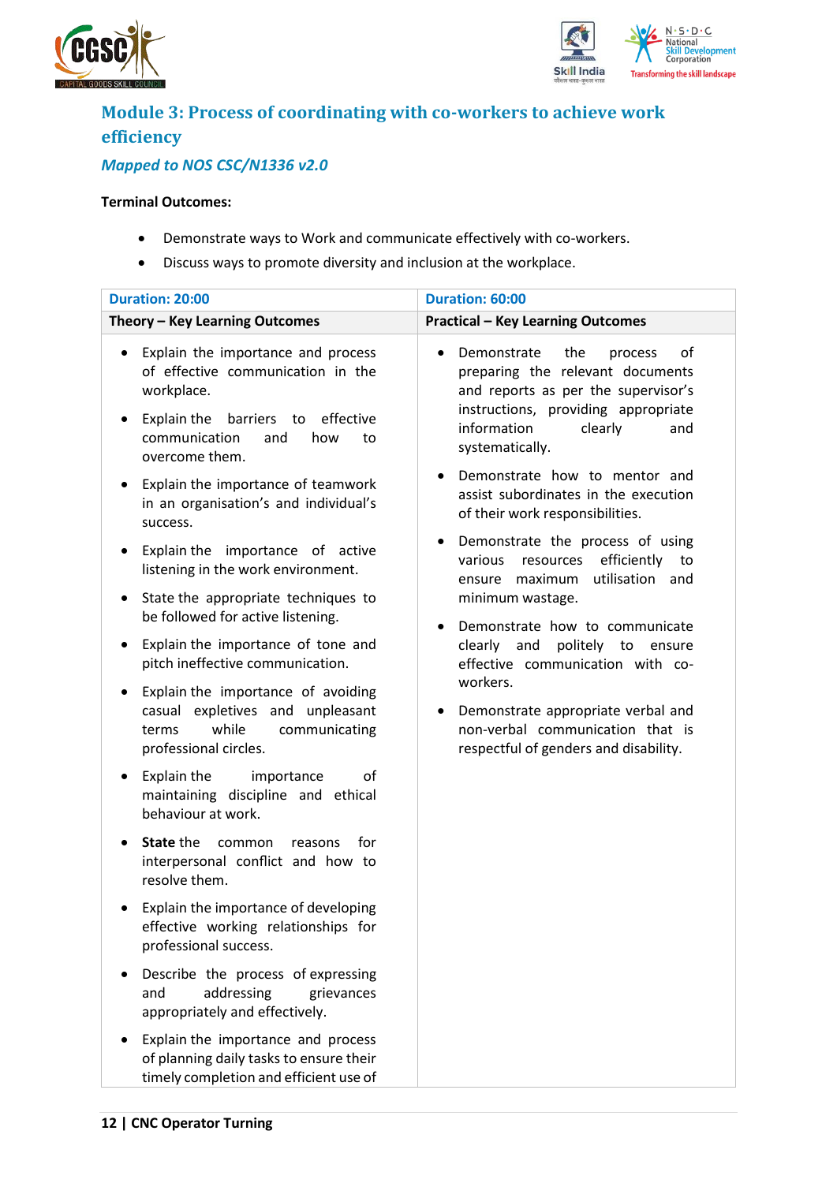## Module 3: Process of coordinating with co-workers to achieve work efficiency

### *Mapped to NOS CSC/N1336 v2.0*

**Terminal Outcomes:**

- Demonstrate ways to Work and communicate effectively with co-workers.
- Discuss ways to promote diversity and inclusion at the workplace.

| Duration: 20:00 | Duration: 60:00 |
|---|---|
| **Theory – Key Learning Outcomes** | **Practical – Key Learning Outcomes** |
| • Explain the importance and process of effective communication in the workplace.<br>• Explain the barriers to effective communication and how to overcome them.<br>• Explain the importance of teamwork in an organisation's and individual's success.<br>• Explain the importance of active listening in the work environment.<br>• State the appropriate techniques to be followed for active listening.<br>• Explain the importance of tone and pitch ineffective communication.<br>• Explain the importance of avoiding casual expletives and unpleasant terms while communicating professional circles.<br>• Explain the importance of maintaining discipline and ethical behaviour at work.<br>• **State** the common reasons for interpersonal conflict and how to resolve them.<br>• Explain the importance of developing effective working relationships for professional success.<br>• Describe the process of expressing and addressing grievances appropriately and effectively.<br>• Explain the importance and process of planning daily tasks to ensure their timely completion and efficient use of | • Demonstrate the process of preparing the relevant documents and reports as per the supervisor's instructions, providing appropriate information clearly and systematically.<br>• Demonstrate how to mentor and assist subordinates in the execution of their work responsibilities.<br>• Demonstrate the process of using various resources efficiently to ensure maximum utilisation and minimum wastage.<br>• Demonstrate how to communicate clearly and politely to ensure effective communication with co-workers.<br>• Demonstrate appropriate verbal and non-verbal communication that is respectful of genders and disability. |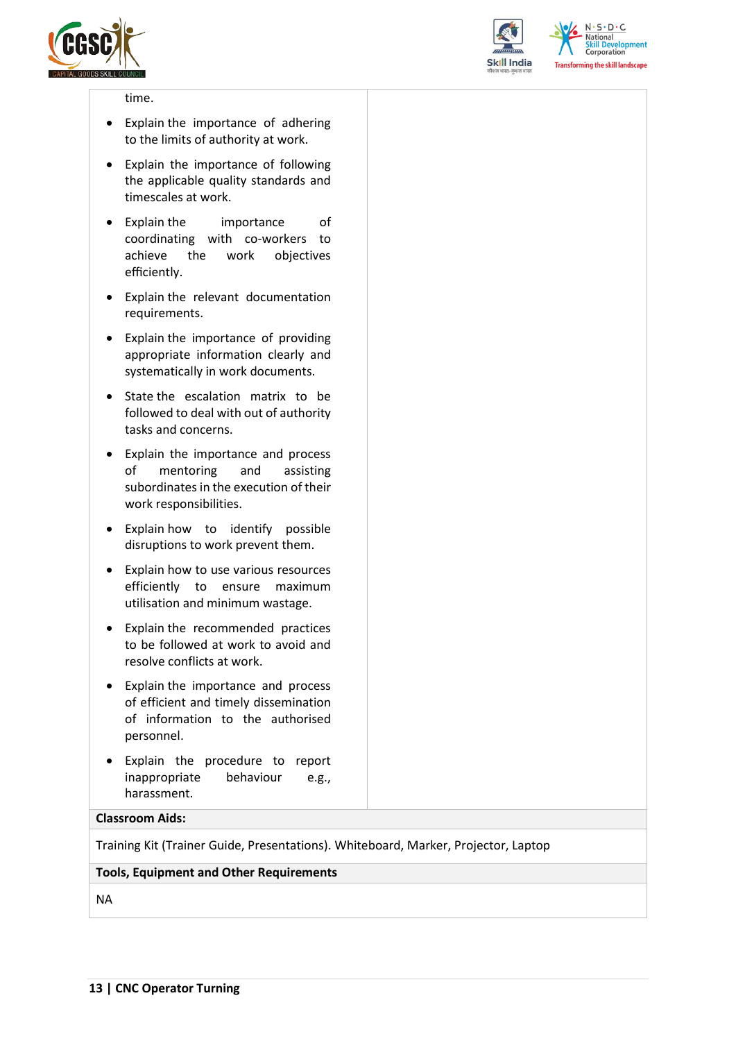| | |
|---|---|
| time.<br><br>- Explain the importance of adhering to the limits of authority at work.<br>- Explain the importance of following the applicable quality standards and timescales at work.<br>- Explain the importance of coordinating with co-workers to achieve the work objectives efficiently.<br>- Explain the relevant documentation requirements.<br>- Explain the importance of providing appropriate information clearly and systematically in work documents.<br>- State the escalation matrix to be followed to deal with out of authority tasks and concerns.<br>- Explain the importance and process of mentoring and assisting subordinates in the execution of their work responsibilities.<br>- Explain how to identify possible disruptions to work prevent them.<br>- Explain how to use various resources efficiently to ensure maximum utilisation and minimum wastage.<br>- Explain the recommended practices to be followed at work to avoid and resolve conflicts at work.<br>- Explain the importance and process of efficient and timely dissemination of information to the authorised personnel.<br>- Explain the procedure to report inappropriate behaviour e.g., harassment. | |

**Classroom Aids:**

Training Kit (Trainer Guide, Presentations). Whiteboard, Marker, Projector, Laptop

**Tools, Equipment and Other Requirements**

NA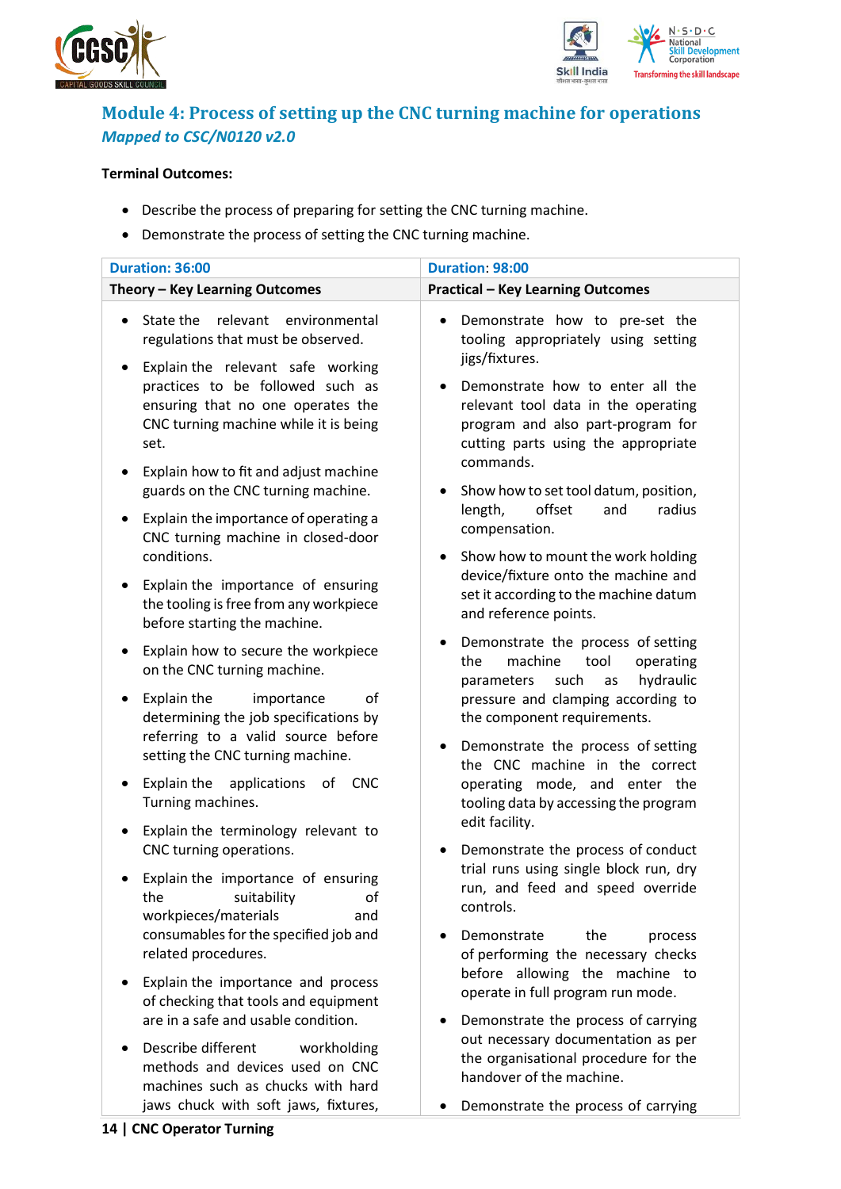## Module 4: Process of setting up the CNC turning machine for operations

*Mapped to CSC/N0120 v2.0*

**Terminal Outcomes:**

- Describe the process of preparing for setting the CNC turning machine.
- Demonstrate the process of setting the CNC turning machine.

| Duration: 36:00 | Duration: 98:00 |
|---|---|
| **Theory – Key Learning Outcomes** | **Practical – Key Learning Outcomes** |
| • State the relevant environmental regulations that must be observed.<br>• Explain the relevant safe working practices to be followed such as ensuring that no one operates the CNC turning machine while it is being set.<br>• Explain how to fit and adjust machine guards on the CNC turning machine.<br>• Explain the importance of operating a CNC turning machine in closed-door conditions.<br>• Explain the importance of ensuring the tooling is free from any workpiece before starting the machine.<br>• Explain how to secure the workpiece on the CNC turning machine.<br>• Explain the importance of determining the job specifications by referring to a valid source before setting the CNC turning machine.<br>• Explain the applications of CNC Turning machines.<br>• Explain the terminology relevant to CNC turning operations.<br>• Explain the importance of ensuring the suitability of workpieces/materials and consumables for the specified job and related procedures.<br>• Explain the importance and process of checking that tools and equipment are in a safe and usable condition.<br>• Describe different workholding methods and devices used on CNC machines such as chucks with hard jaws chuck with soft jaws, fixtures, | • Demonstrate how to pre-set the tooling appropriately using setting jigs/fixtures.<br>• Demonstrate how to enter all the relevant tool data in the operating program and also part-program for cutting parts using the appropriate commands.<br>• Show how to set tool datum, position, length, offset and radius compensation.<br>• Show how to mount the work holding device/fixture onto the machine and set it according to the machine datum and reference points.<br>• Demonstrate the process of setting the machine tool operating parameters such as hydraulic pressure and clamping according to the component requirements.<br>• Demonstrate the process of setting the CNC machine in the correct operating mode, and enter the tooling data by accessing the program edit facility.<br>• Demonstrate the process of conduct trial runs using single block run, dry run, and feed and speed override controls.<br>• Demonstrate the process of performing the necessary checks before allowing the machine to operate in full program run mode.<br>• Demonstrate the process of carrying out necessary documentation as per the organisational procedure for the handover of the machine.<br>• Demonstrate the process of carrying |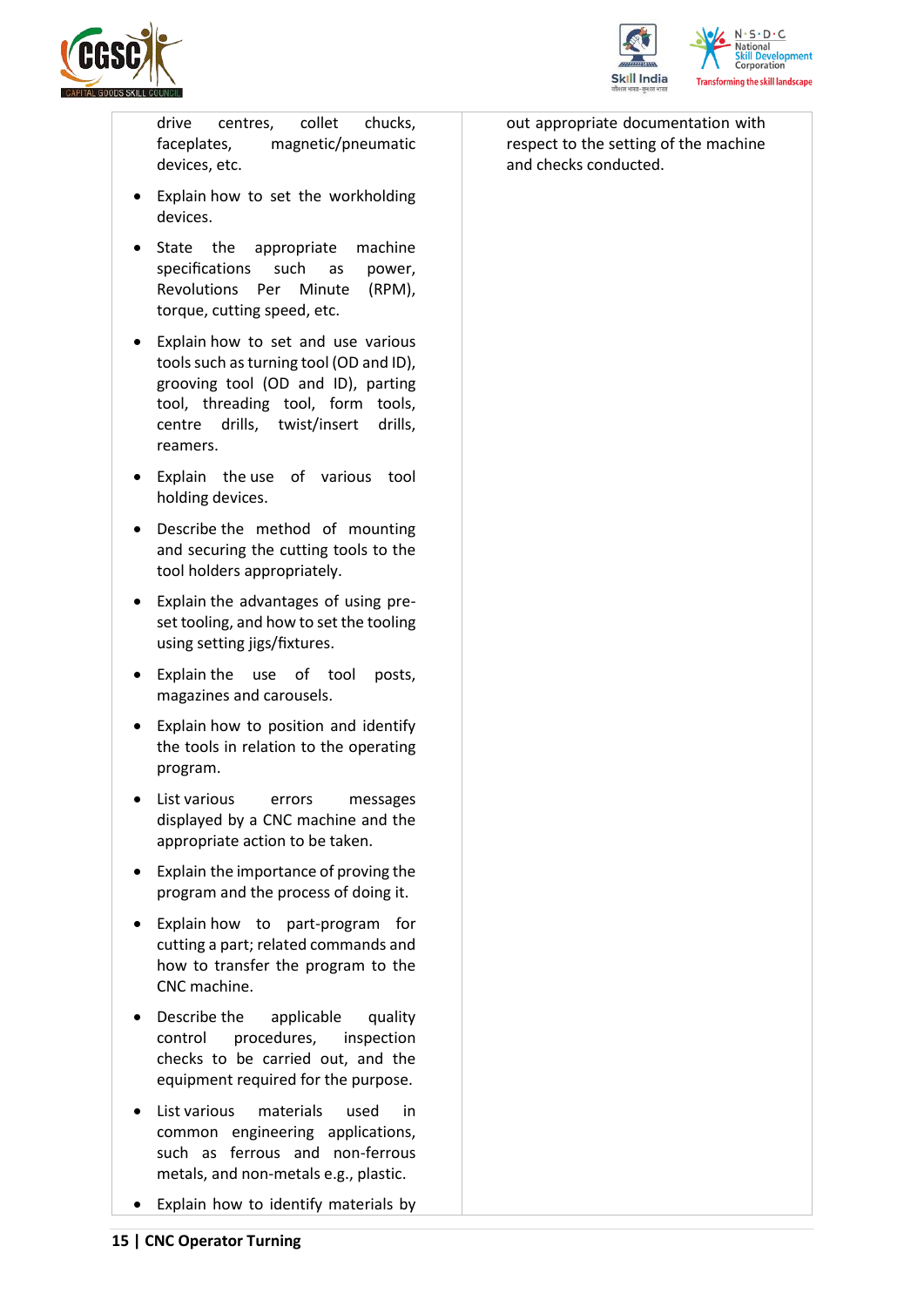| | |
|---|---|
| drive centres, collet chucks, faceplates, magnetic/pneumatic devices, etc.<br>• Explain how to set the workholding devices.<br>• State the appropriate machine specifications such as power, Revolutions Per Minute (RPM), torque, cutting speed, etc.<br>• Explain how to set and use various tools such as turning tool (OD and ID), grooving tool (OD and ID), parting tool, threading tool, form tools, centre drills, twist/insert drills, reamers.<br>• Explain the use of various tool holding devices.<br>• Describe the method of mounting and securing the cutting tools to the tool holders appropriately.<br>• Explain the advantages of using pre-set tooling, and how to set the tooling using setting jigs/fixtures.<br>• Explain the use of tool posts, magazines and carousels.<br>• Explain how to position and identify the tools in relation to the operating program.<br>• List various errors messages displayed by a CNC machine and the appropriate action to be taken.<br>• Explain the importance of proving the program and the process of doing it.<br>• Explain how to part-program for cutting a part; related commands and how to transfer the program to the CNC machine.<br>• Describe the applicable quality control procedures, inspection checks to be carried out, and the equipment required for the purpose.<br>• List various materials used in common engineering applications, such as ferrous and non-ferrous metals, and non-metals e.g., plastic.<br>• Explain how to identify materials by | out appropriate documentation with respect to the setting of the machine and checks conducted. |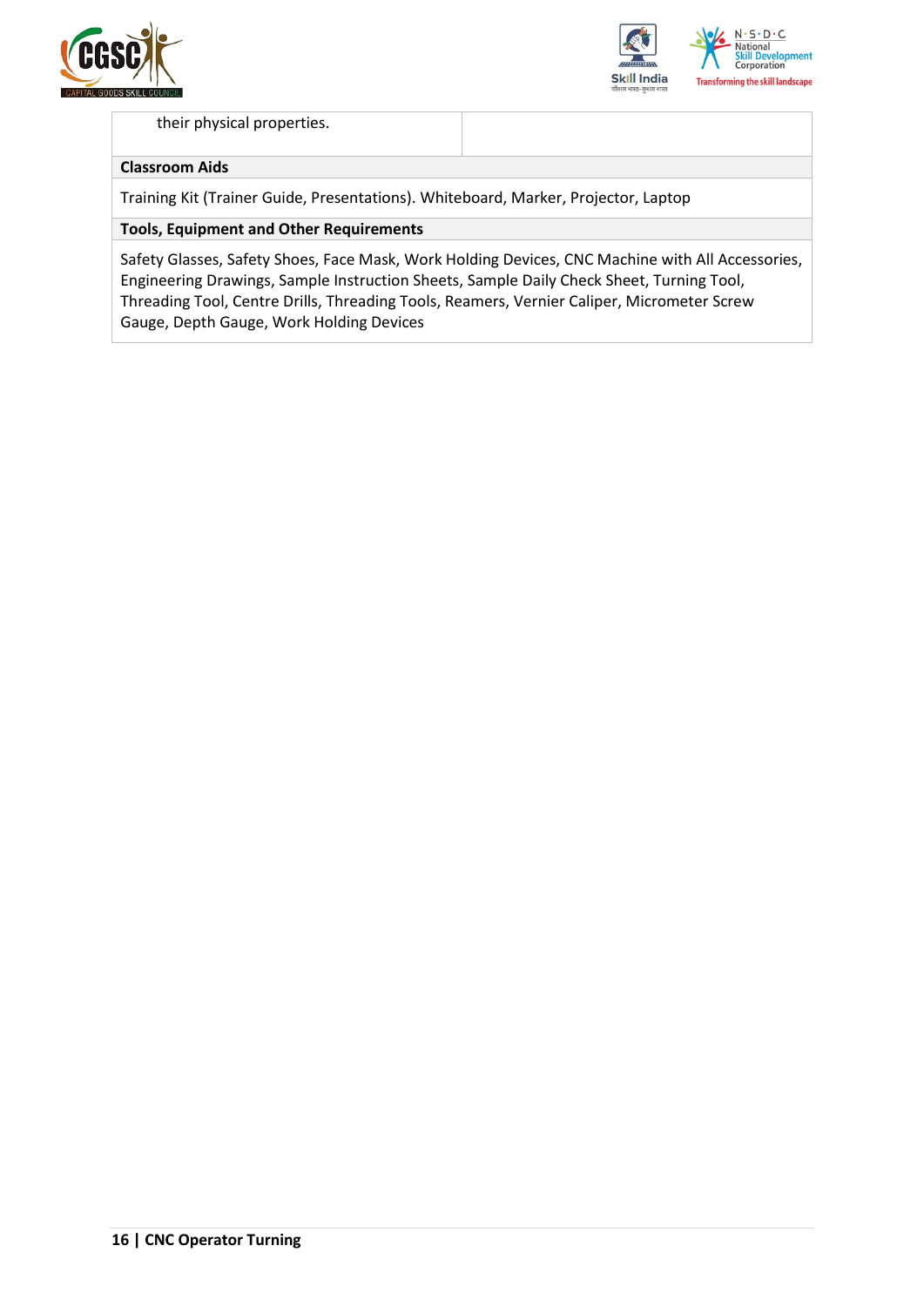| their physical properties. | |
|---|---|

**Classroom Aids**

Training Kit (Trainer Guide, Presentations). Whiteboard, Marker, Projector, Laptop

**Tools, Equipment and Other Requirements**

Safety Glasses, Safety Shoes, Face Mask, Work Holding Devices, CNC Machine with All Accessories, Engineering Drawings, Sample Instruction Sheets, Sample Daily Check Sheet, Turning Tool, Threading Tool, Centre Drills, Threading Tools, Reamers, Vernier Caliper, Micrometer Screw Gauge, Depth Gauge, Work Holding Devices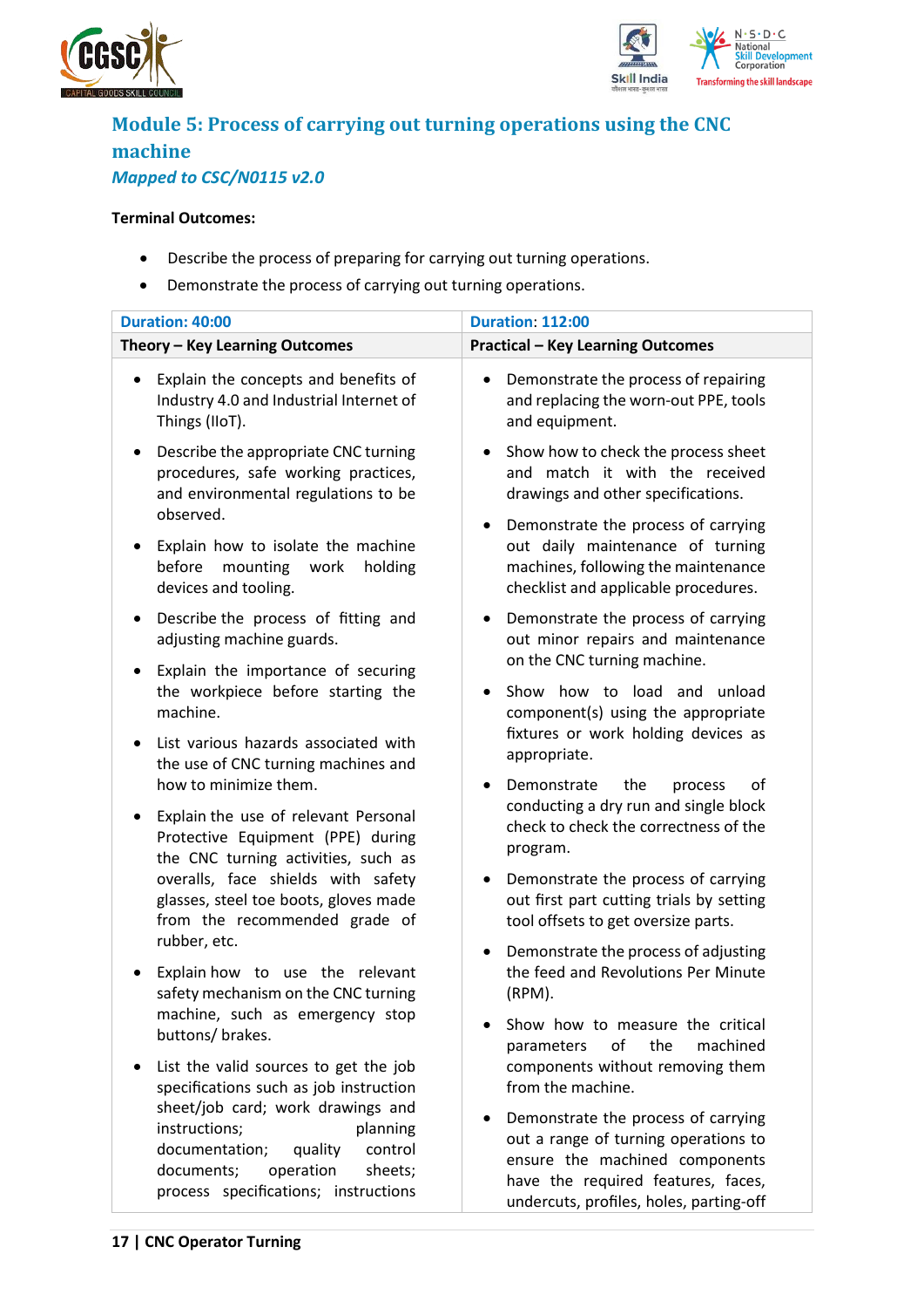## Module 5: Process of carrying out turning operations using the CNC machine

*Mapped to CSC/N0115 v2.0*

**Terminal Outcomes:**

- Describe the process of preparing for carrying out turning operations.
- Demonstrate the process of carrying out turning operations.

| Duration: 40:00 | Duration: 112:00 |
|---|---|
| **Theory – Key Learning Outcomes** | **Practical – Key Learning Outcomes** |
| • Explain the concepts and benefits of Industry 4.0 and Industrial Internet of Things (IIoT).<br>• Describe the appropriate CNC turning procedures, safe working practices, and environmental regulations to be observed.<br>• Explain how to isolate the machine before mounting work holding devices and tooling.<br>• Describe the process of fitting and adjusting machine guards.<br>• Explain the importance of securing the workpiece before starting the machine.<br>• List various hazards associated with the use of CNC turning machines and how to minimize them.<br>• Explain the use of relevant Personal Protective Equipment (PPE) during the CNC turning activities, such as overalls, face shields with safety glasses, steel toe boots, gloves made from the recommended grade of rubber, etc.<br>• Explain how to use the relevant safety mechanism on the CNC turning machine, such as emergency stop buttons/ brakes.<br>• List the valid sources to get the job specifications such as job instruction sheet/job card; work drawings and instructions; planning documentation; quality control documents; operation sheets; process specifications; instructions | • Demonstrate the process of repairing and replacing the worn-out PPE, tools and equipment.<br>• Show how to check the process sheet and match it with the received drawings and other specifications.<br>• Demonstrate the process of carrying out daily maintenance of turning machines, following the maintenance checklist and applicable procedures.<br>• Demonstrate the process of carrying out minor repairs and maintenance on the CNC turning machine.<br>• Show how to load and unload component(s) using the appropriate fixtures or work holding devices as appropriate.<br>• Demonstrate the process of conducting a dry run and single block check to check the correctness of the program.<br>• Demonstrate the process of carrying out first part cutting trials by setting tool offsets to get oversize parts.<br>• Demonstrate the process of adjusting the feed and Revolutions Per Minute (RPM).<br>• Show how to measure the critical parameters of the machined components without removing them from the machine.<br>• Demonstrate the process of carrying out a range of turning operations to ensure the machined components have the required features, faces, undercuts, profiles, holes, parting-off |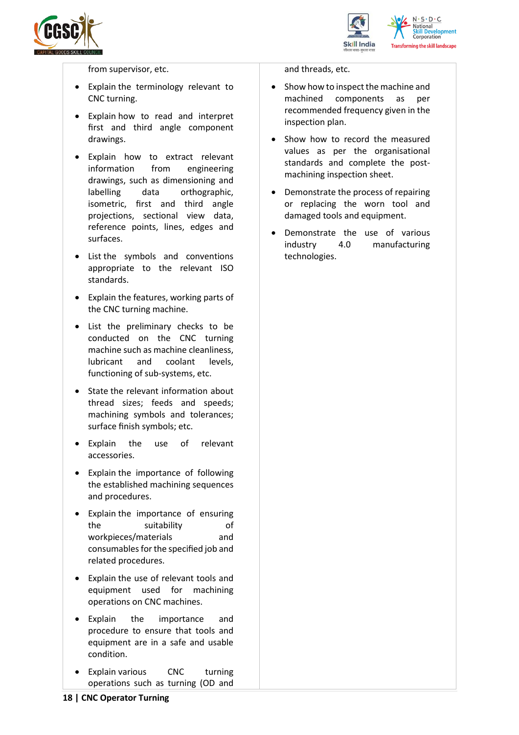| | |
|---|---|
| from supervisor, etc.<br><br>• Explain the terminology relevant to CNC turning.<br>• Explain how to read and interpret first and third angle component drawings.<br>• Explain how to extract relevant information from engineering drawings, such as dimensioning and labelling data orthographic, isometric, first and third angle projections, sectional view data, reference points, lines, edges and surfaces.<br>• List the symbols and conventions appropriate to the relevant ISO standards.<br>• Explain the features, working parts of the CNC turning machine.<br>• List the preliminary checks to be conducted on the CNC turning machine such as machine cleanliness, lubricant and coolant levels, functioning of sub-systems, etc.<br>• State the relevant information about thread sizes; feeds and speeds; machining symbols and tolerances; surface finish symbols; etc.<br>• Explain the use of relevant accessories.<br>• Explain the importance of following the established machining sequences and procedures.<br>• Explain the importance of ensuring the suitability of workpieces/materials and consumables for the specified job and related procedures.<br>• Explain the use of relevant tools and equipment used for machining operations on CNC machines.<br>• Explain the importance and procedure to ensure that tools and equipment are in a safe and usable condition.<br>• Explain various CNC turning operations such as turning (OD and | and threads, etc.<br><br>• Show how to inspect the machine and machined components as per recommended frequency given in the inspection plan.<br>• Show how to record the measured values as per the organisational standards and complete the post-machining inspection sheet.<br>• Demonstrate the process of repairing or replacing the worn tool and damaged tools and equipment.<br>• Demonstrate the use of various industry 4.0 manufacturing technologies. |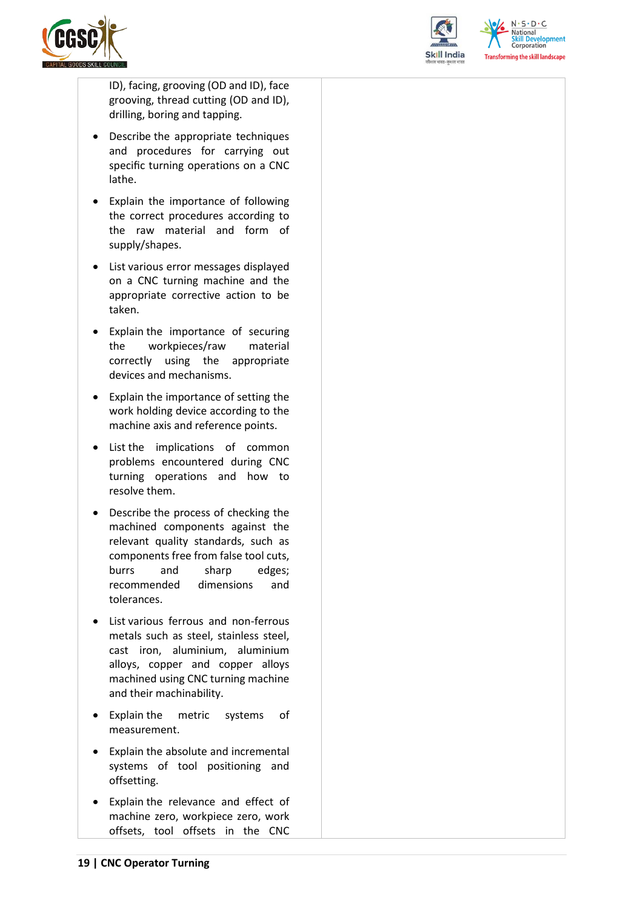| | |
|---|---|
| ID), facing, grooving (OD and ID), face grooving, thread cutting (OD and ID), drilling, boring and tapping.<br>• Describe the appropriate techniques and procedures for carrying out specific turning operations on a CNC lathe.<br>• Explain the importance of following the correct procedures according to the raw material and form of supply/shapes.<br>• List various error messages displayed on a CNC turning machine and the appropriate corrective action to be taken.<br>• Explain the importance of securing the workpieces/raw material correctly using the appropriate devices and mechanisms.<br>• Explain the importance of setting the work holding device according to the machine axis and reference points.<br>• List the implications of common problems encountered during CNC turning operations and how to resolve them.<br>• Describe the process of checking the machined components against the relevant quality standards, such as components free from false tool cuts, burrs and sharp edges; recommended dimensions and tolerances.<br>• List various ferrous and non-ferrous metals such as steel, stainless steel, cast iron, aluminium, aluminium alloys, copper and copper alloys machined using CNC turning machine and their machinability.<br>• Explain the metric systems of measurement.<br>• Explain the absolute and incremental systems of tool positioning and offsetting.<br>• Explain the relevance and effect of machine zero, workpiece zero, work offsets, tool offsets in the CNC | |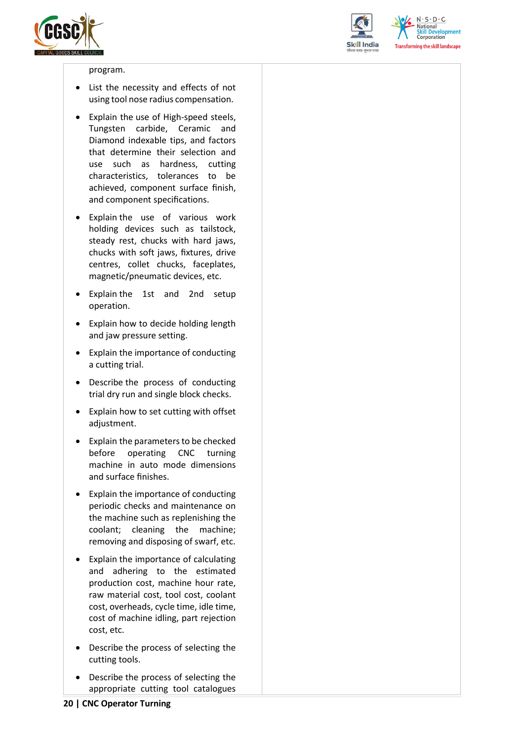program.

- List the necessity and effects of not using tool nose radius compensation.
- Explain the use of High-speed steels, Tungsten carbide, Ceramic and Diamond indexable tips, and factors that determine their selection and use such as hardness, cutting characteristics, tolerances to be achieved, component surface finish, and component specifications.
- Explain the use of various work holding devices such as tailstock, steady rest, chucks with hard jaws, chucks with soft jaws, fixtures, drive centres, collet chucks, faceplates, magnetic/pneumatic devices, etc.
- Explain the 1st and 2nd setup operation.
- Explain how to decide holding length and jaw pressure setting.
- Explain the importance of conducting a cutting trial.
- Describe the process of conducting trial dry run and single block checks.
- Explain how to set cutting with offset adjustment.
- Explain the parameters to be checked before operating CNC turning machine in auto mode dimensions and surface finishes.
- Explain the importance of conducting periodic checks and maintenance on the machine such as replenishing the coolant; cleaning the machine; removing and disposing of swarf, etc.
- Explain the importance of calculating and adhering to the estimated production cost, machine hour rate, raw material cost, tool cost, coolant cost, overheads, cycle time, idle time, cost of machine idling, part rejection cost, etc.
- Describe the process of selecting the cutting tools.
- Describe the process of selecting the appropriate cutting tool catalogues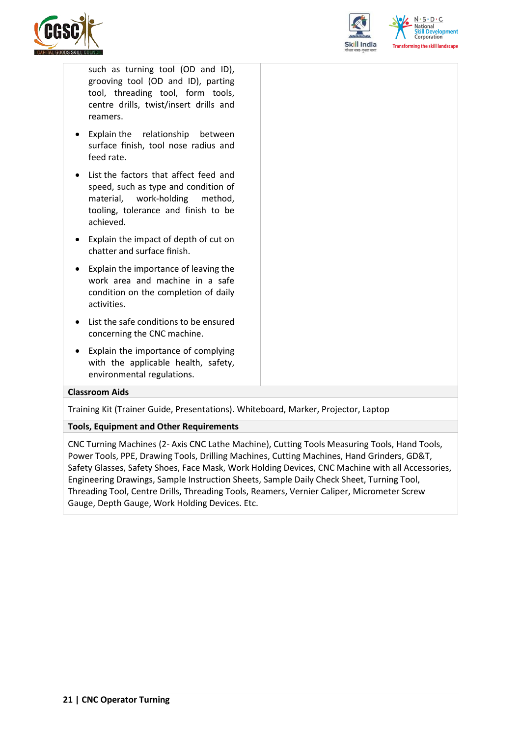| | |
|---|---|
| such as turning tool (OD and ID), grooving tool (OD and ID), parting tool, threading tool, form tools, centre drills, twist/insert drills and reamers.<br>• Explain the relationship between surface finish, tool nose radius and feed rate.<br>• List the factors that affect feed and speed, such as type and condition of material, work-holding method, tooling, tolerance and finish to be achieved.<br>• Explain the impact of depth of cut on chatter and surface finish.<br>• Explain the importance of leaving the work area and machine in a safe condition on the completion of daily activities.<br>• List the safe conditions to be ensured concerning the CNC machine.<br>• Explain the importance of complying with the applicable health, safety, environmental regulations. | |

**Classroom Aids**

Training Kit (Trainer Guide, Presentations). Whiteboard, Marker, Projector, Laptop

**Tools, Equipment and Other Requirements**

CNC Turning Machines (2- Axis CNC Lathe Machine), Cutting Tools Measuring Tools, Hand Tools, Power Tools, PPE, Drawing Tools, Drilling Machines, Cutting Machines, Hand Grinders, GD&T, Safety Glasses, Safety Shoes, Face Mask, Work Holding Devices, CNC Machine with all Accessories, Engineering Drawings, Sample Instruction Sheets, Sample Daily Check Sheet, Turning Tool, Threading Tool, Centre Drills, Threading Tools, Reamers, Vernier Caliper, Micrometer Screw Gauge, Depth Gauge, Work Holding Devices. Etc.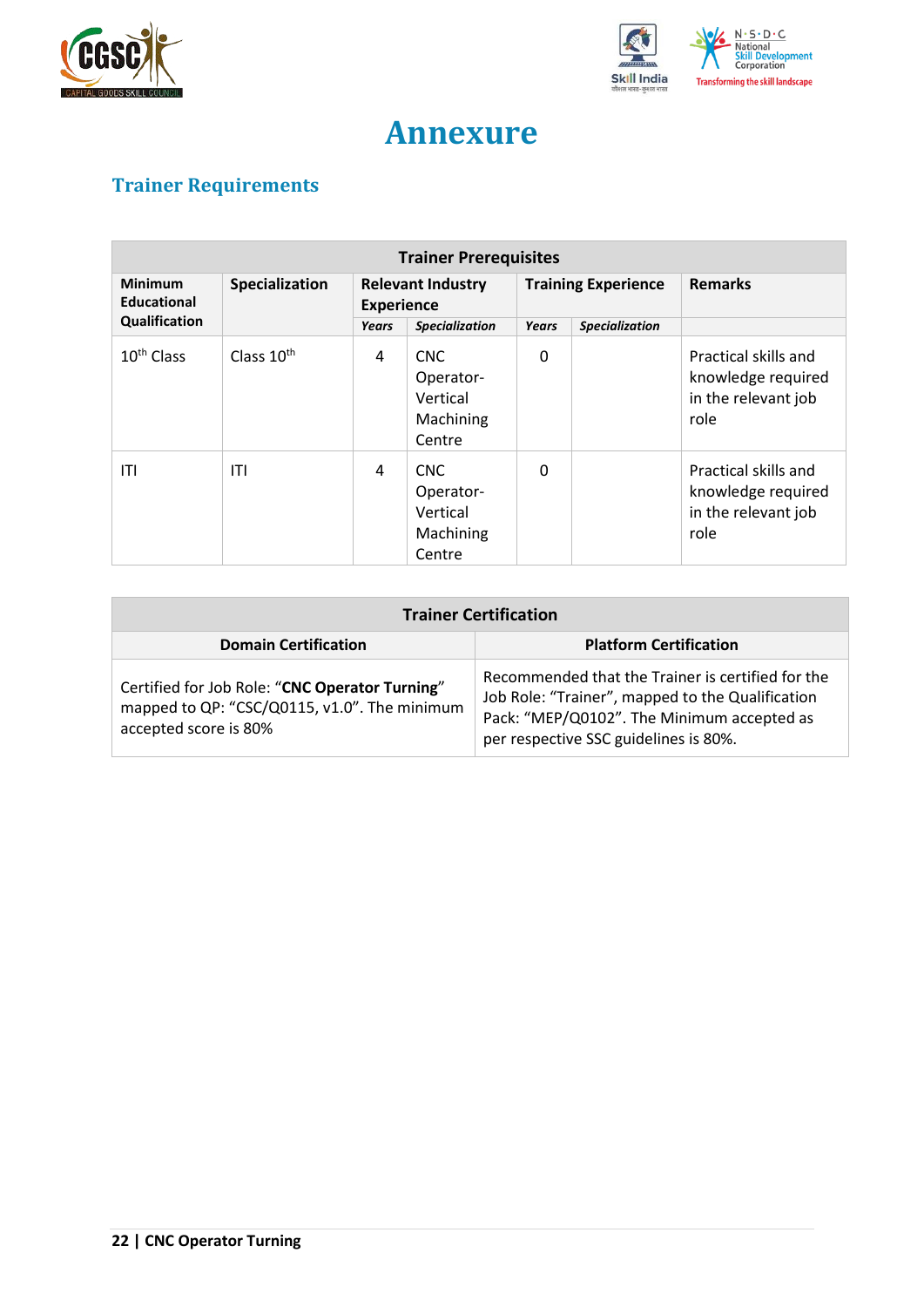# Annexure

## Trainer Requirements

| Trainer Prerequisites | | | | | | |
|---|---|---|---|---|---|---|
| Minimum Educational Qualification | Specialization | Relevant Industry Experience | | Training Experience | | Remarks |
| | | *Years* | *Specialization* | *Years* | *Specialization* | |
| 10th Class | Class 10th | 4 | CNC Operator-Vertical Machining Centre | 0 | | Practical skills and knowledge required in the relevant job role |
| ITI | ITI | 4 | CNC Operator-Vertical Machining Centre | 0 | | Practical skills and knowledge required in the relevant job role |

| Trainer Certification | |
|---|---|
| **Domain Certification** | **Platform Certification** |
| Certified for Job Role: "**CNC Operator Turning**" mapped to QP: "CSC/Q0115, v1.0". The minimum accepted score is 80% | Recommended that the Trainer is certified for the Job Role: "Trainer", mapped to the Qualification Pack: "MEP/Q0102". The Minimum accepted as per respective SSC guidelines is 80%. |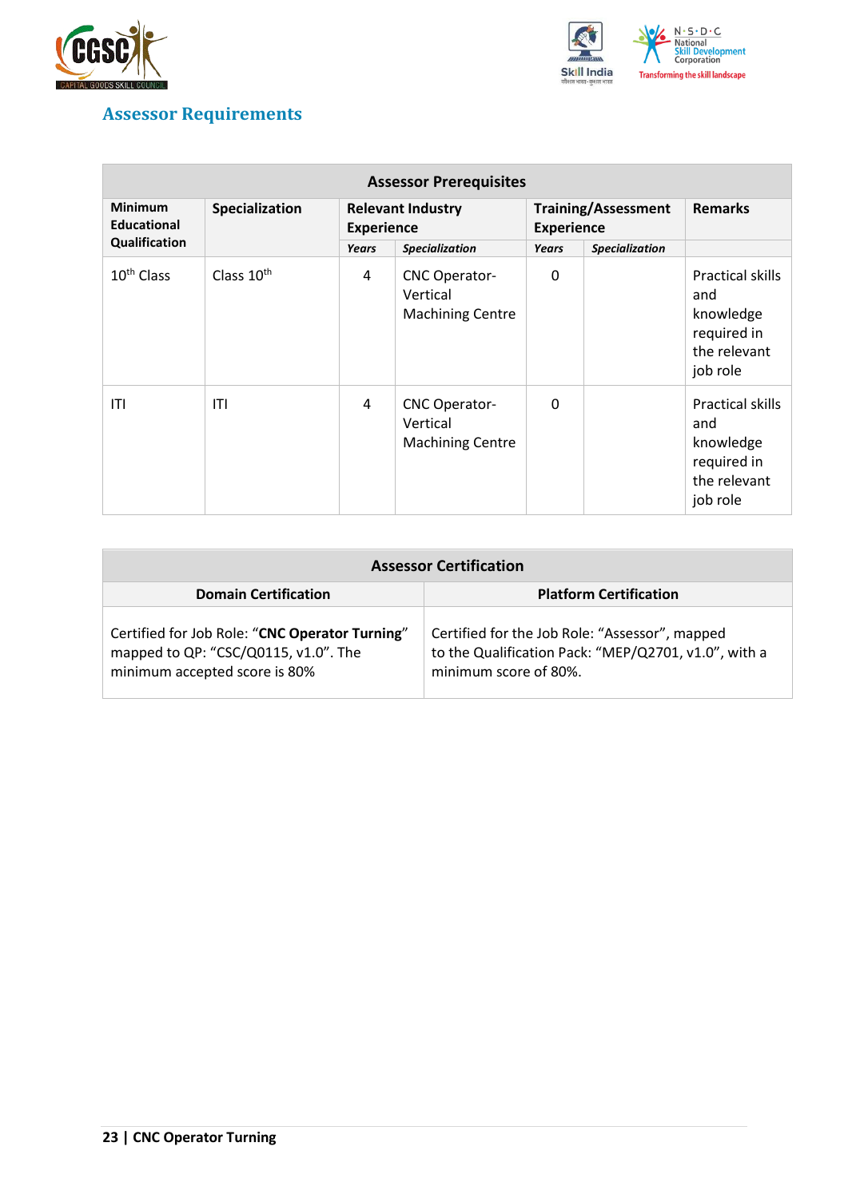## Assessor Requirements

| Assessor Prerequisites | | | | | | |
|---|---|---|---|---|---|---|
| Minimum Educational Qualification | Specialization | Relevant Industry Experience | | Training/Assessment Experience | | Remarks |
| | | *Years* | *Specialization* | *Years* | *Specialization* | |
| 10th Class | Class 10th | 4 | CNC Operator-Vertical Machining Centre | 0 | | Practical skills and knowledge required in the relevant job role |
| ITI | ITI | 4 | CNC Operator-Vertical Machining Centre | 0 | | Practical skills and knowledge required in the relevant job role |

| Assessor Certification | |
|---|---|
| **Domain Certification** | **Platform Certification** |
| Certified for Job Role: "**CNC Operator Turning**" mapped to QP: "CSC/Q0115, v1.0". The minimum accepted score is 80% | Certified for the Job Role: "Assessor", mapped to the Qualification Pack: "MEP/Q2701, v1.0", with a minimum score of 80%. |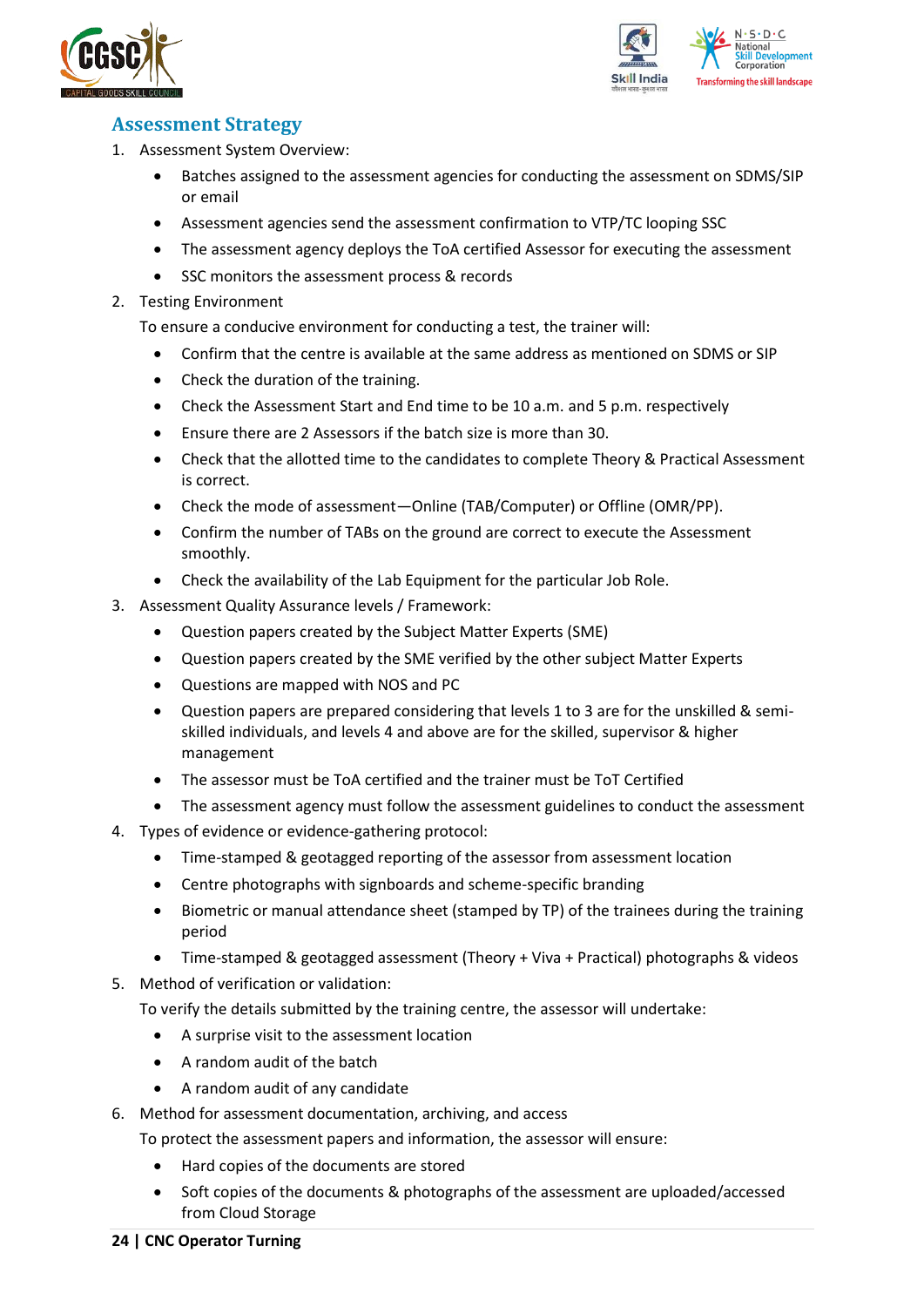## Assessment Strategy

1. Assessment System Overview:
    - Batches assigned to the assessment agencies for conducting the assessment on SDMS/SIP or email
    - Assessment agencies send the assessment confirmation to VTP/TC looping SSC
    - The assessment agency deploys the ToA certified Assessor for executing the assessment
    - SSC monitors the assessment process & records
2. Testing Environment

   To ensure a conducive environment for conducting a test, the trainer will:
    - Confirm that the centre is available at the same address as mentioned on SDMS or SIP
    - Check the duration of the training.
    - Check the Assessment Start and End time to be 10 a.m. and 5 p.m. respectively
    - Ensure there are 2 Assessors if the batch size is more than 30.
    - Check that the allotted time to the candidates to complete Theory & Practical Assessment is correct.
    - Check the mode of assessment—Online (TAB/Computer) or Offline (OMR/PP).
    - Confirm the number of TABs on the ground are correct to execute the Assessment smoothly.
    - Check the availability of the Lab Equipment for the particular Job Role.
3. Assessment Quality Assurance levels / Framework:
    - Question papers created by the Subject Matter Experts (SME)
    - Question papers created by the SME verified by the other subject Matter Experts
    - Questions are mapped with NOS and PC
    - Question papers are prepared considering that levels 1 to 3 are for the unskilled & semi-skilled individuals, and levels 4 and above are for the skilled, supervisor & higher management
    - The assessor must be ToA certified and the trainer must be ToT Certified
    - The assessment agency must follow the assessment guidelines to conduct the assessment
4. Types of evidence or evidence-gathering protocol:
    - Time-stamped & geotagged reporting of the assessor from assessment location
    - Centre photographs with signboards and scheme-specific branding
    - Biometric or manual attendance sheet (stamped by TP) of the trainees during the training period
    - Time-stamped & geotagged assessment (Theory + Viva + Practical) photographs & videos
5. Method of verification or validation:

   To verify the details submitted by the training centre, the assessor will undertake:
    - A surprise visit to the assessment location
    - A random audit of the batch
    - A random audit of any candidate
6. Method for assessment documentation, archiving, and access

   To protect the assessment papers and information, the assessor will ensure:
    - Hard copies of the documents are stored
    - Soft copies of the documents & photographs of the assessment are uploaded/accessed from Cloud Storage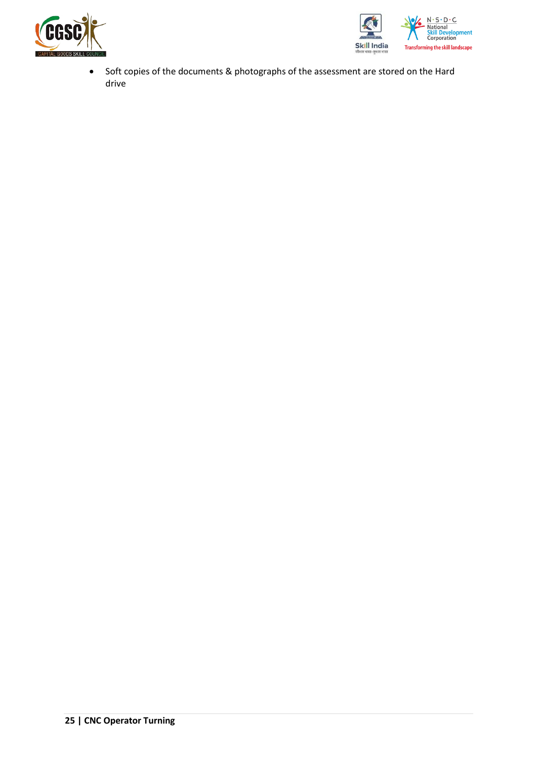- Soft copies of the documents & photographs of the assessment are stored on the Hard drive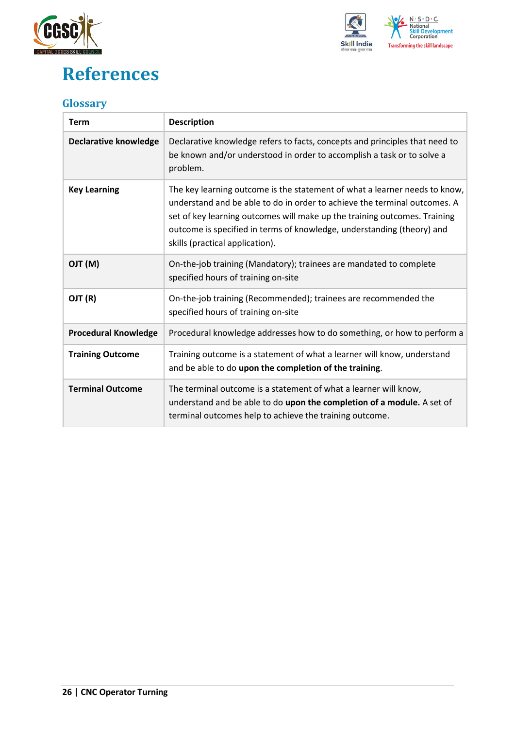# References

## Glossary

| Term | Description |
|---|---|
| **Declarative knowledge** | Declarative knowledge refers to facts, concepts and principles that need to be known and/or understood in order to accomplish a task or to solve a problem. |
| **Key Learning** | The key learning outcome is the statement of what a learner needs to know, understand and be able to do in order to achieve the terminal outcomes. A set of key learning outcomes will make up the training outcomes. Training outcome is specified in terms of knowledge, understanding (theory) and skills (practical application). |
| **OJT (M)** | On-the-job training (Mandatory); trainees are mandated to complete specified hours of training on-site |
| **OJT (R)** | On-the-job training (Recommended); trainees are recommended the specified hours of training on-site |
| **Procedural Knowledge** | Procedural knowledge addresses how to do something, or how to perform a |
| **Training Outcome** | Training outcome is a statement of what a learner will know, understand and be able to do **upon the completion of the training**. |
| **Terminal Outcome** | The terminal outcome is a statement of what a learner will know, understand and be able to do **upon the completion of a module.** A set of terminal outcomes help to achieve the training outcome. |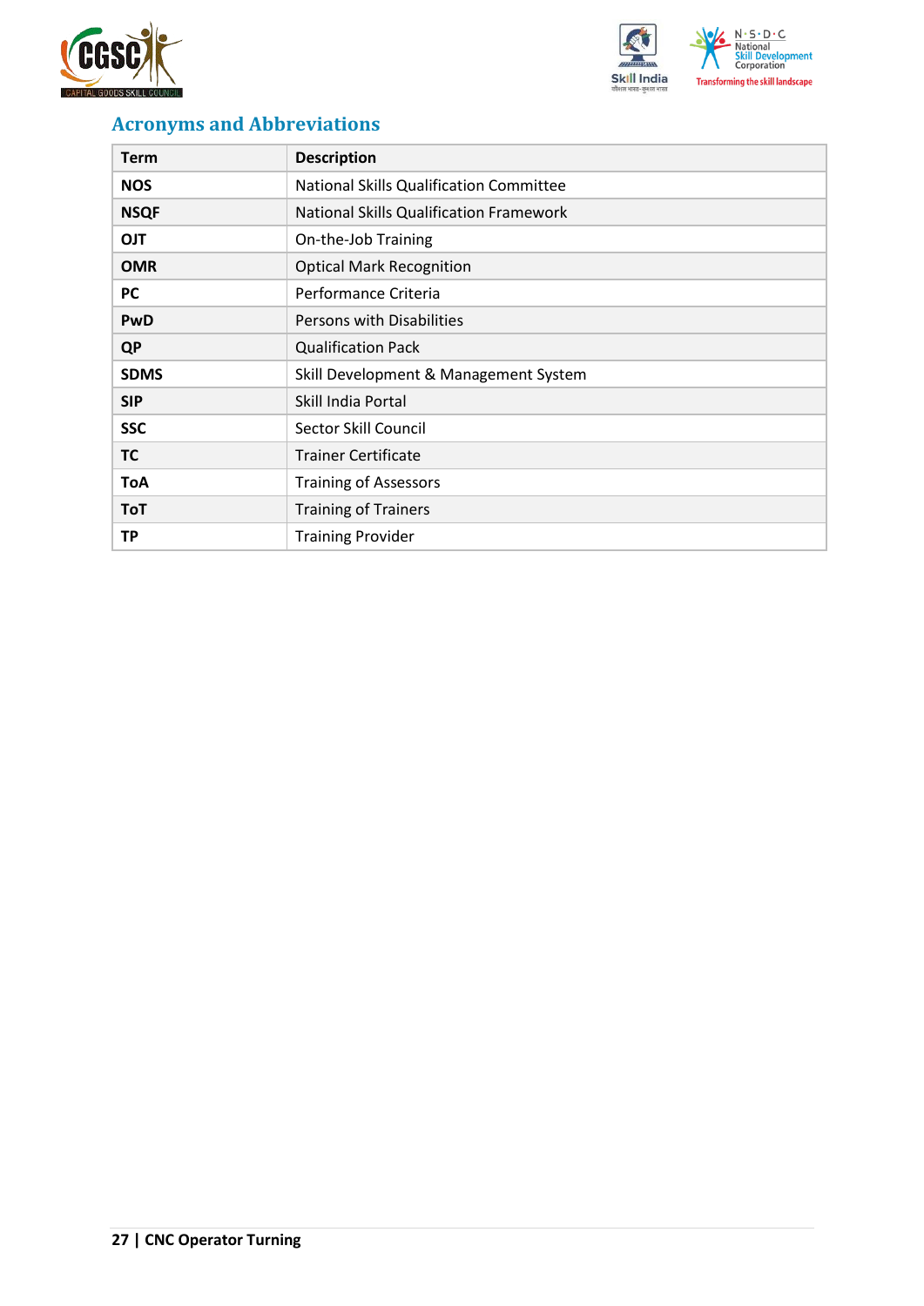## Acronyms and Abbreviations

| Term | Description |
|---|---|
| **NOS** | National Skills Qualification Committee |
| **NSQF** | National Skills Qualification Framework |
| **OJT** | On-the-Job Training |
| **OMR** | Optical Mark Recognition |
| **PC** | Performance Criteria |
| **PwD** | Persons with Disabilities |
| **QP** | Qualification Pack |
| **SDMS** | Skill Development & Management System |
| **SIP** | Skill India Portal |
| **SSC** | Sector Skill Council |
| **TC** | Trainer Certificate |
| **ToA** | Training of Assessors |
| **ToT** | Training of Trainers |
| **TP** | Training Provider |